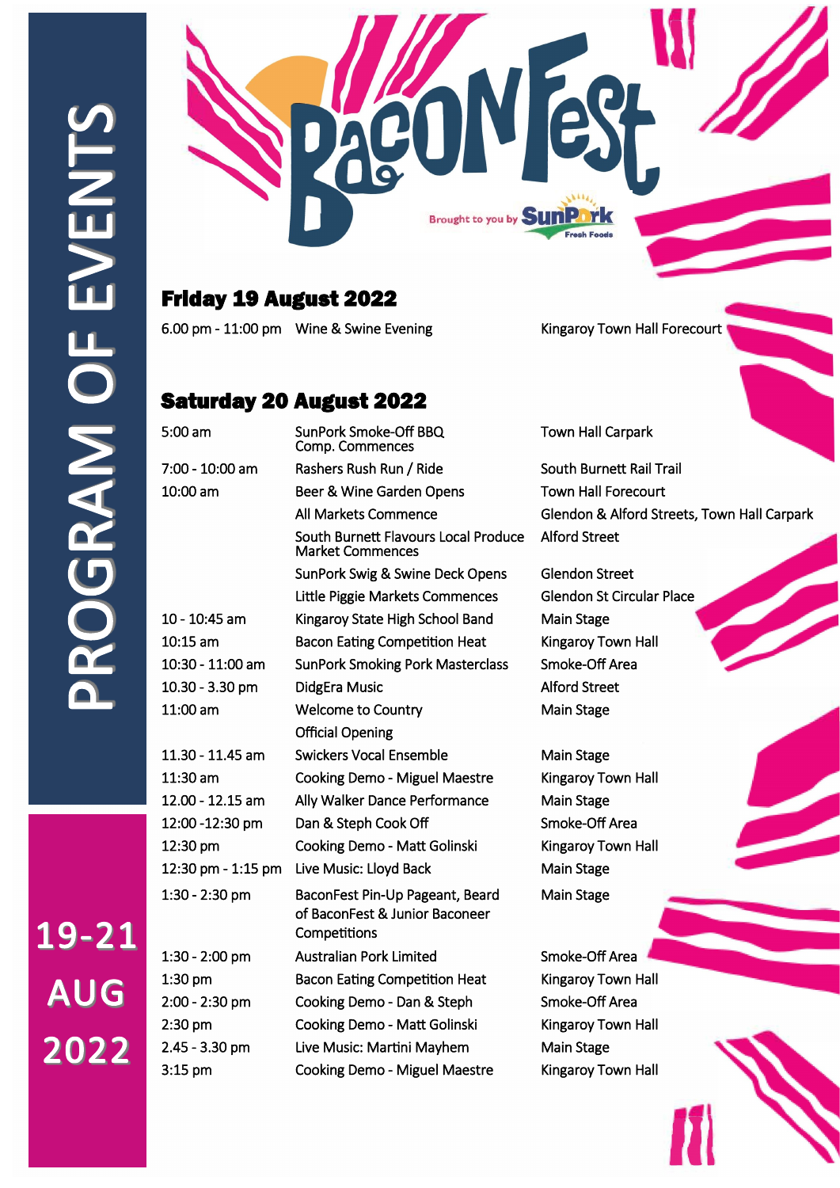# PROGRAM OF EVENTS

**19-21 AUG 2022**

BaconFest

Brought to you by SunPork Fresh Foods

## Friday 19 August 2022

| Time | Event | Location |
|---|---|---|
| 6.00 pm - 11:00 pm | Wine & Swine Evening | Kingaroy Town Hall Forecourt |

## Saturday 20 August 2022

| Time | Event | Location |
|---|---|---|
| 5:00 am | SunPork Smoke-Off BBQ Comp. Commences | Town Hall Carpark |
| 7:00 - 10:00 am | Rashers Rush Run / Ride | South Burnett Rail Trail |
| 10:00 am | Beer & Wine Garden Opens | Town Hall Forecourt |
| | All Markets Commence | Glendon & Alford Streets, Town Hall Carpark |
| | South Burnett Flavours Local Produce Market Commences | Alford Street |
| | SunPork Swig & Swine Deck Opens | Glendon Street |
| | Little Piggie Markets Commences | Glendon St Circular Place |
| 10 - 10:45 am | Kingaroy State High School Band | Main Stage |
| 10:15 am | Bacon Eating Competition Heat | Kingaroy Town Hall |
| 10:30 - 11:00 am | SunPork Smoking Pork Masterclass | Smoke-Off Area |
| 10.30 - 3.30 pm | DidgEra Music | Alford Street |
| 11:00 am | Welcome to Country | Main Stage |
| | Official Opening | |
| 11.30 - 11.45 am | Swickers Vocal Ensemble | Main Stage |
| 11:30 am | Cooking Demo - Miguel Maestre | Kingaroy Town Hall |
| 12.00 - 12.15 am | Ally Walker Dance Performance | Main Stage |
| 12:00 -12:30 pm | Dan & Steph Cook Off | Smoke-Off Area |
| 12:30 pm | Cooking Demo - Matt Golinski | Kingaroy Town Hall |
| 12:30 pm - 1:15 pm | Live Music: Lloyd Back | Main Stage |
| 1:30 - 2:30 pm | BaconFest Pin-Up Pageant, Beard of BaconFest & Junior Baconeer Competitions | Main Stage |
| 1:30 - 2:00 pm | Australian Pork Limited | Smoke-Off Area |
| 1:30 pm | Bacon Eating Competition Heat | Kingaroy Town Hall |
| 2:00 - 2:30 pm | Cooking Demo - Dan & Steph | Smoke-Off Area |
| 2:30 pm | Cooking Demo - Matt Golinski | Kingaroy Town Hall |
| 2.45 - 3.30 pm | Live Music: Martini Mayhem | Main Stage |
| 3:15 pm | Cooking Demo - Miguel Maestre | Kingaroy Town Hall |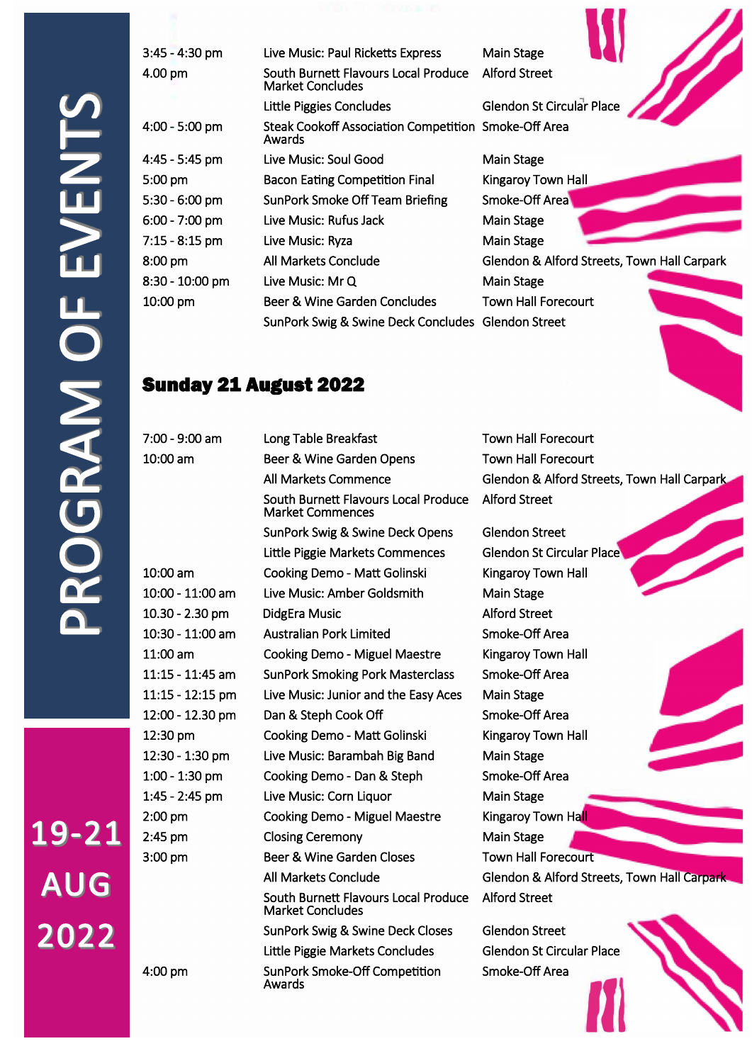# PROGRAM OF EVENTS

**19-21 AUG 2022**

| | | |
|---|---|---|
| 3:45 - 4:30 pm | Live Music: Paul Ricketts Express | Main Stage |
| 4.00 pm | South Burnett Flavours Local Produce Market Concludes | Alford Street |
| | Little Piggies Concludes | Glendon St Circular Place |
| 4:00 - 5:00 pm | Steak Cookoff Association Competition Awards | Smoke-Off Area |
| 4:45 - 5:45 pm | Live Music: Soul Good | Main Stage |
| 5:00 pm | Bacon Eating Competition Final | Kingaroy Town Hall |
| 5:30 - 6:00 pm | SunPork Smoke Off Team Briefing | Smoke-Off Area |
| 6:00 - 7:00 pm | Live Music: Rufus Jack | Main Stage |
| 7:15 - 8:15 pm | Live Music: Ryza | Main Stage |
| 8:00 pm | All Markets Conclude | Glendon & Alford Streets, Town Hall Carpark |
| 8:30 - 10:00 pm | Live Music: Mr Q | Main Stage |
| 10:00 pm | Beer & Wine Garden Concludes | Town Hall Forecourt |
| | SunPork Swig & Swine Deck Concludes | Glendon Street |

## Sunday 21 August 2022

| | | |
|---|---|---|
| 7:00 - 9:00 am | Long Table Breakfast | Town Hall Forecourt |
| 10:00 am | Beer & Wine Garden Opens | Town Hall Forecourt |
| | All Markets Commence | Glendon & Alford Streets, Town Hall Carpark |
| | South Burnett Flavours Local Produce Market Commences | Alford Street |
| | SunPork Swig & Swine Deck Opens | Glendon Street |
| | Little Piggie Markets Commences | Glendon St Circular Place |
| 10:00 am | Cooking Demo - Matt Golinski | Kingaroy Town Hall |
| 10:00 - 11:00 am | Live Music: Amber Goldsmith | Main Stage |
| 10.30 - 2.30 pm | DidgEra Music | Alford Street |
| 10:30 - 11:00 am | Australian Pork Limited | Smoke-Off Area |
| 11:00 am | Cooking Demo - Miguel Maestre | Kingaroy Town Hall |
| 11:15 - 11:45 am | SunPork Smoking Pork Masterclass | Smoke-Off Area |
| 11:15 - 12:15 pm | Live Music: Junior and the Easy Aces | Main Stage |
| 12:00 - 12.30 pm | Dan & Steph Cook Off | Smoke-Off Area |
| 12:30 pm | Cooking Demo - Matt Golinski | Kingaroy Town Hall |
| 12:30 - 1:30 pm | Live Music: Barambah Big Band | Main Stage |
| 1:00 - 1:30 pm | Cooking Demo - Dan & Steph | Smoke-Off Area |
| 1:45 - 2:45 pm | Live Music: Corn Liquor | Main Stage |
| 2:00 pm | Cooking Demo - Miguel Maestre | Kingaroy Town Hall |
| 2:45 pm | Closing Ceremony | Main Stage |
| 3:00 pm | Beer & Wine Garden Closes | Town Hall Forecourt |
| | All Markets Conclude | Glendon & Alford Streets, Town Hall Carpark |
| | South Burnett Flavours Local Produce Market Concludes | Alford Street |
| | SunPork Swig & Swine Deck Closes | Glendon Street |
| | Little Piggie Markets Concludes | Glendon St Circular Place |
| 4:00 pm | SunPork Smoke-Off Competition Awards | Smoke-Off Area |